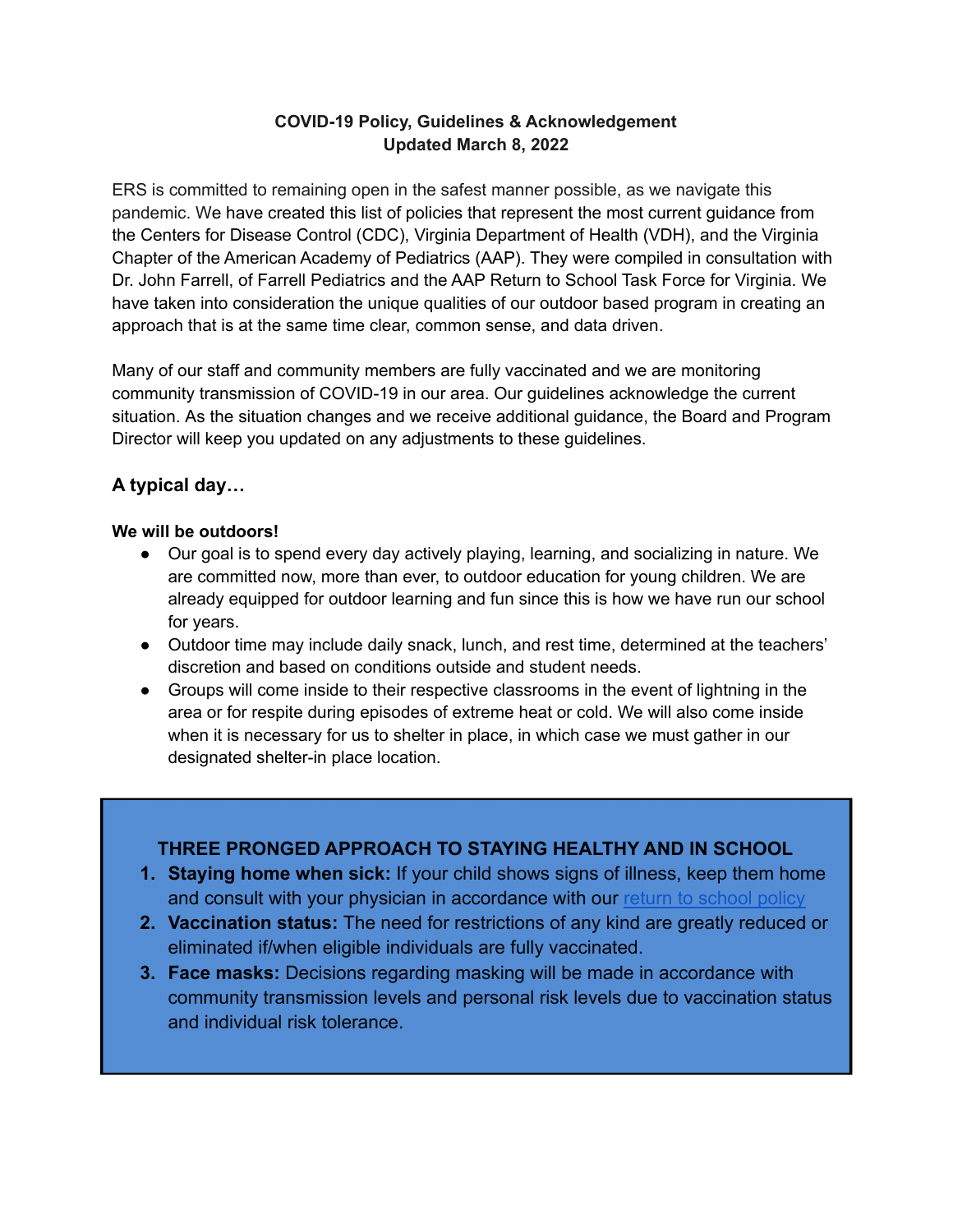**COVID-19 Policy, Guidelines & Acknowledgement**
**Updated March 8, 2022**

ERS is committed to remaining open in the safest manner possible, as we navigate this pandemic. We have created this list of policies that represent the most current guidance from the Centers for Disease Control (CDC), Virginia Department of Health (VDH), and the Virginia Chapter of the American Academy of Pediatrics (AAP). They were compiled in consultation with Dr. John Farrell, of Farrell Pediatrics and the AAP Return to School Task Force for Virginia. We have taken into consideration the unique qualities of our outdoor based program in creating an approach that is at the same time clear, common sense, and data driven.

Many of our staff and community members are fully vaccinated and we are monitoring community transmission of COVID-19 in our area. Our guidelines acknowledge the current situation. As the situation changes and we receive additional guidance, the Board and Program Director will keep you updated on any adjustments to these guidelines.

## A typical day…

**We will be outdoors!**

- Our goal is to spend every day actively playing, learning, and socializing in nature. We are committed now, more than ever, to outdoor education for young children. We are already equipped for outdoor learning and fun since this is how we have run our school for years.
- Outdoor time may include daily snack, lunch, and rest time, determined at the teachers' discretion and based on conditions outside and student needs.
- Groups will come inside to their respective classrooms in the event of lightning in the area or for respite during episodes of extreme heat or cold. We will also come inside when it is necessary for us to shelter in place, in which case we must gather in our designated shelter-in place location.

**THREE PRONGED APPROACH TO STAYING HEALTHY AND IN SCHOOL**

1. **Staying home when sick:** If your child shows signs of illness, keep them home and consult with your physician in accordance with our return to school policy
2. **Vaccination status:** The need for restrictions of any kind are greatly reduced or eliminated if/when eligible individuals are fully vaccinated.
3. **Face masks:** Decisions regarding masking will be made in accordance with community transmission levels and personal risk levels due to vaccination status and individual risk tolerance.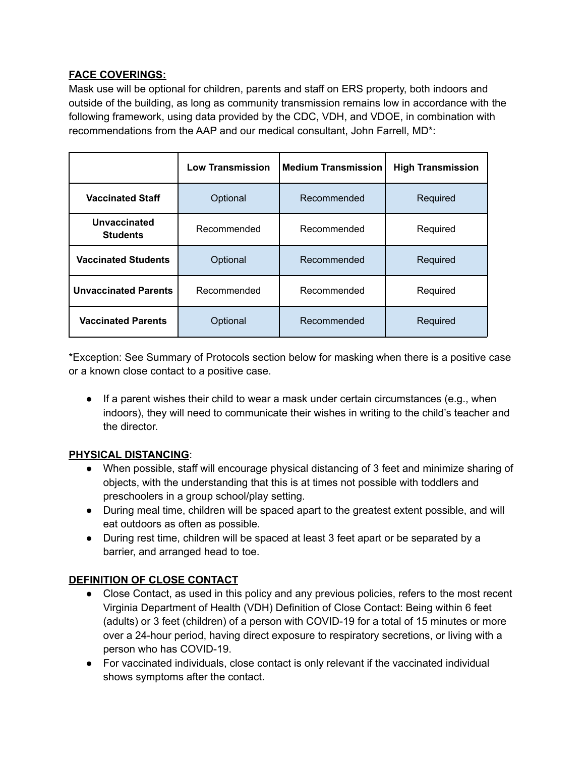**FACE COVERINGS:**

Mask use will be optional for children, parents and staff on ERS property, both indoors and outside of the building, as long as community transmission remains low in accordance with the following framework, using data provided by the CDC, VDH, and VDOE, in combination with recommendations from the AAP and our medical consultant, John Farrell, MD*:

| | Low Transmission | Medium Transmission | High Transmission |
|---|---|---|---|
| **Vaccinated Staff** | Optional | Recommended | Required |
| **Unvaccinated Students** | Recommended | Recommended | Required |
| **Vaccinated Students** | Optional | Recommended | Required |
| **Unvaccinated Parents** | Recommended | Recommended | Required |
| **Vaccinated Parents** | Optional | Recommended | Required |

*Exception: See Summary of Protocols section below for masking when there is a positive case or a known close contact to a positive case.

- If a parent wishes their child to wear a mask under certain circumstances (e.g., when indoors), they will need to communicate their wishes in writing to the child's teacher and the director.

**PHYSICAL DISTANCING**:

- When possible, staff will encourage physical distancing of 3 feet and minimize sharing of objects, with the understanding that this is at times not possible with toddlers and preschoolers in a group school/play setting.
- During meal time, children will be spaced apart to the greatest extent possible, and will eat outdoors as often as possible.
- During rest time, children will be spaced at least 3 feet apart or be separated by a barrier, and arranged head to toe.

**DEFINITION OF CLOSE CONTACT**

- Close Contact, as used in this policy and any previous policies, refers to the most recent Virginia Department of Health (VDH) Definition of Close Contact: Being within 6 feet (adults) or 3 feet (children) of a person with COVID-19 for a total of 15 minutes or more over a 24-hour period, having direct exposure to respiratory secretions, or living with a person who has COVID-19.
- For vaccinated individuals, close contact is only relevant if the vaccinated individual shows symptoms after the contact.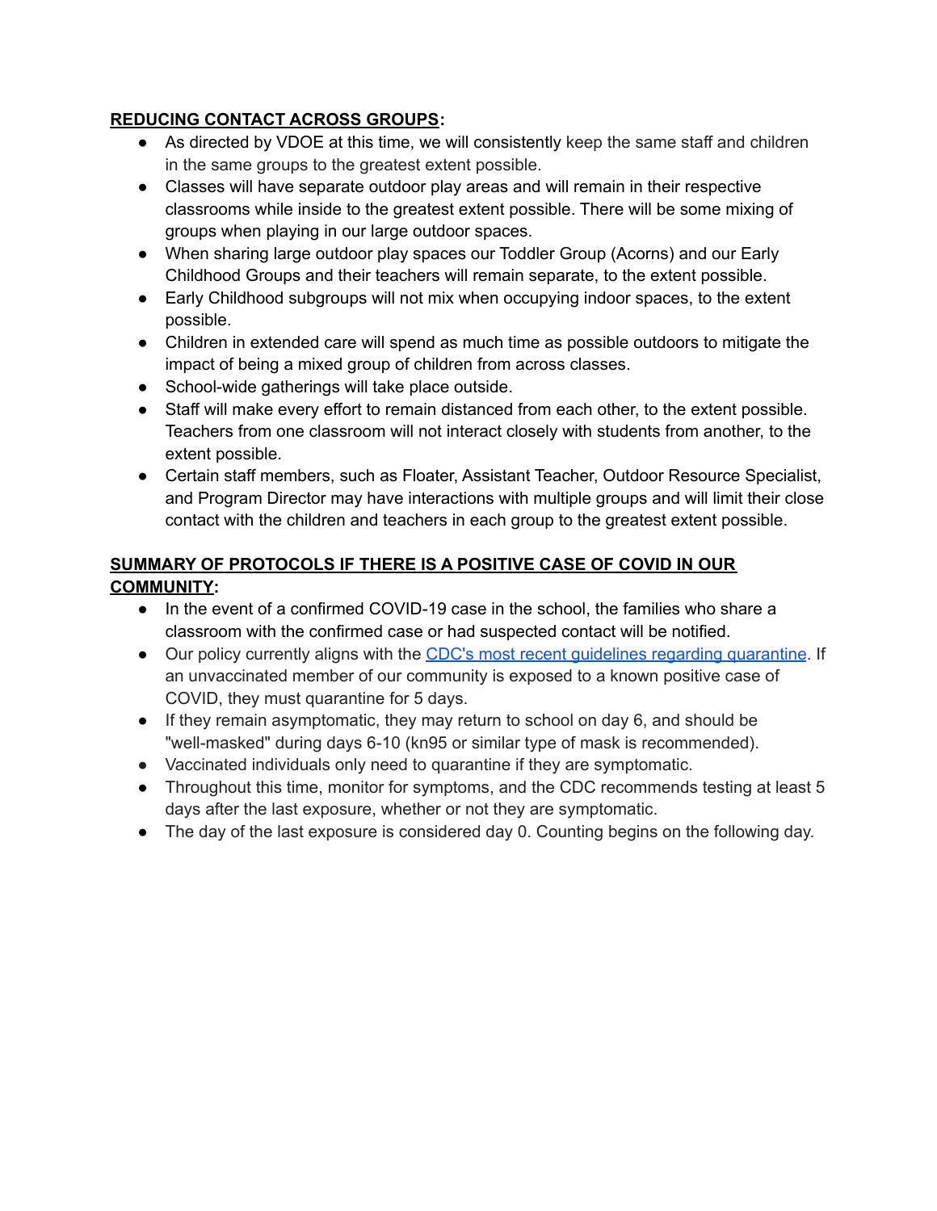**REDUCING CONTACT ACROSS GROUPS:**

- As directed by VDOE at this time, we will consistently keep the same staff and children in the same groups to the greatest extent possible.
- Classes will have separate outdoor play areas and will remain in their respective classrooms while inside to the greatest extent possible. There will be some mixing of groups when playing in our large outdoor spaces.
- When sharing large outdoor play spaces our Toddler Group (Acorns) and our Early Childhood Groups and their teachers will remain separate, to the extent possible.
- Early Childhood subgroups will not mix when occupying indoor spaces, to the extent possible.
- Children in extended care will spend as much time as possible outdoors to mitigate the impact of being a mixed group of children from across classes.
- School-wide gatherings will take place outside.
- Staff will make every effort to remain distanced from each other, to the extent possible. Teachers from one classroom will not interact closely with students from another, to the extent possible.
- Certain staff members, such as Floater, Assistant Teacher, Outdoor Resource Specialist, and Program Director may have interactions with multiple groups and will limit their close contact with the children and teachers in each group to the greatest extent possible.

**SUMMARY OF PROTOCOLS IF THERE IS A POSITIVE CASE OF COVID IN OUR COMMUNITY:**

- In the event of a confirmed COVID-19 case in the school, the families who share a classroom with the confirmed case or had suspected contact will be notified.
- Our policy currently aligns with the CDC's most recent guidelines regarding quarantine. If an unvaccinated member of our community is exposed to a known positive case of COVID, they must quarantine for 5 days.
- If they remain asymptomatic, they may return to school on day 6, and should be "well-masked" during days 6-10 (kn95 or similar type of mask is recommended).
- Vaccinated individuals only need to quarantine if they are symptomatic.
- Throughout this time, monitor for symptoms, and the CDC recommends testing at least 5 days after the last exposure, whether or not they are symptomatic.
- The day of the last exposure is considered day 0. Counting begins on the following day.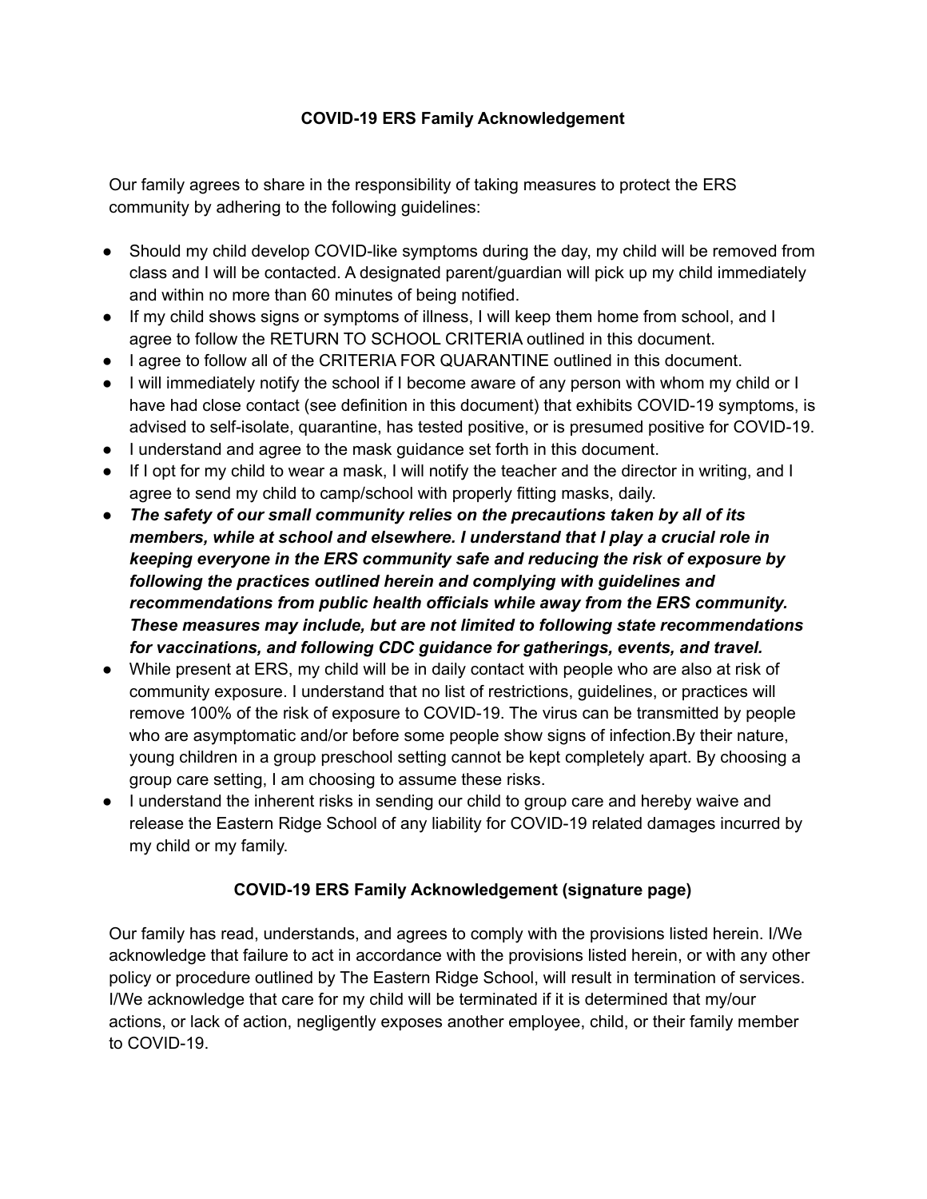**COVID-19 ERS Family Acknowledgement**

Our family agrees to share in the responsibility of taking measures to protect the ERS community by adhering to the following guidelines:

- Should my child develop COVID-like symptoms during the day, my child will be removed from class and I will be contacted. A designated parent/guardian will pick up my child immediately and within no more than 60 minutes of being notified.
- If my child shows signs or symptoms of illness, I will keep them home from school, and I agree to follow the RETURN TO SCHOOL CRITERIA outlined in this document.
- I agree to follow all of the CRITERIA FOR QUARANTINE outlined in this document.
- I will immediately notify the school if I become aware of any person with whom my child or I have had close contact (see definition in this document) that exhibits COVID-19 symptoms, is advised to self-isolate, quarantine, has tested positive, or is presumed positive for COVID-19.
- I understand and agree to the mask guidance set forth in this document.
- If I opt for my child to wear a mask, I will notify the teacher and the director in writing, and I agree to send my child to camp/school with properly fitting masks, daily.
- ***The safety of our small community relies on the precautions taken by all of its members, while at school and elsewhere. I understand that I play a crucial role in keeping everyone in the ERS community safe and reducing the risk of exposure by following the practices outlined herein and complying with guidelines and recommendations from public health officials while away from the ERS community. These measures may include, but are not limited to following state recommendations for vaccinations, and following CDC guidance for gatherings, events, and travel.***
- While present at ERS, my child will be in daily contact with people who are also at risk of community exposure. I understand that no list of restrictions, guidelines, or practices will remove 100% of the risk of exposure to COVID-19. The virus can be transmitted by people who are asymptomatic and/or before some people show signs of infection.By their nature, young children in a group preschool setting cannot be kept completely apart. By choosing a group care setting, I am choosing to assume these risks.
- I understand the inherent risks in sending our child to group care and hereby waive and release the Eastern Ridge School of any liability for COVID-19 related damages incurred by my child or my family.

**COVID-19 ERS Family Acknowledgement (signature page)**

Our family has read, understands, and agrees to comply with the provisions listed herein. I/We acknowledge that failure to act in accordance with the provisions listed herein, or with any other policy or procedure outlined by The Eastern Ridge School, will result in termination of services. I/We acknowledge that care for my child will be terminated if it is determined that my/our actions, or lack of action, negligently exposes another employee, child, or their family member to COVID-19.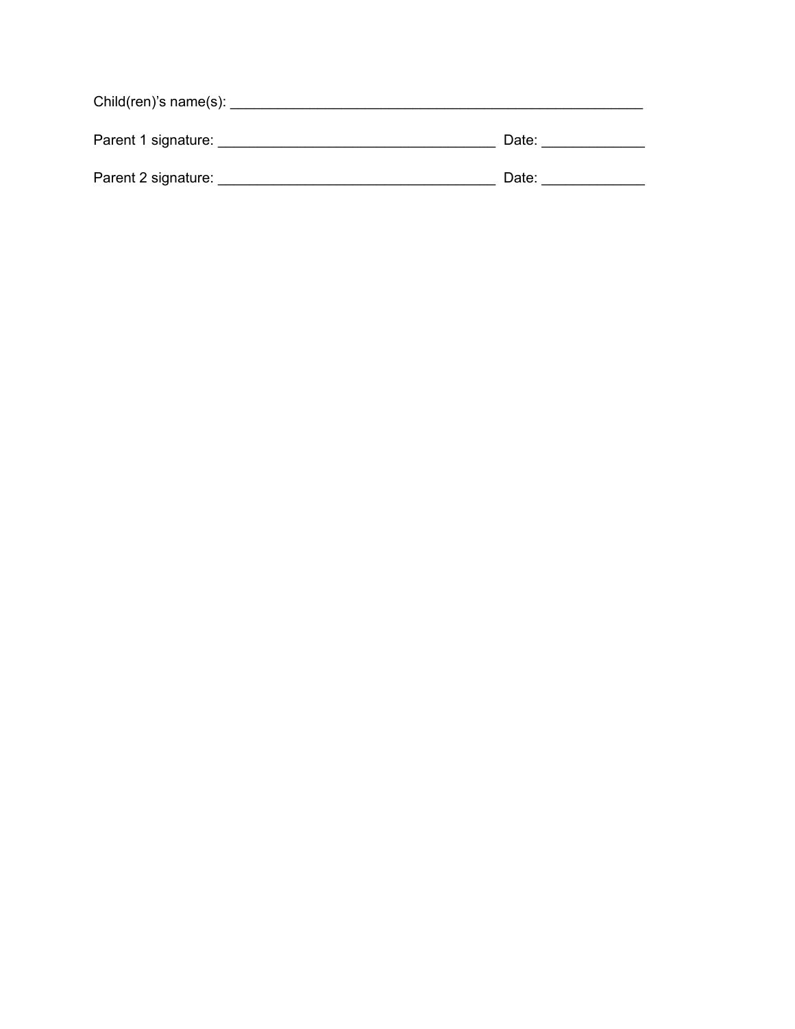Child(ren)'s name(s): ______________________________________________________

Parent 1 signature: ____________________________________ Date: _____________

Parent 2 signature: ____________________________________ Date: _____________